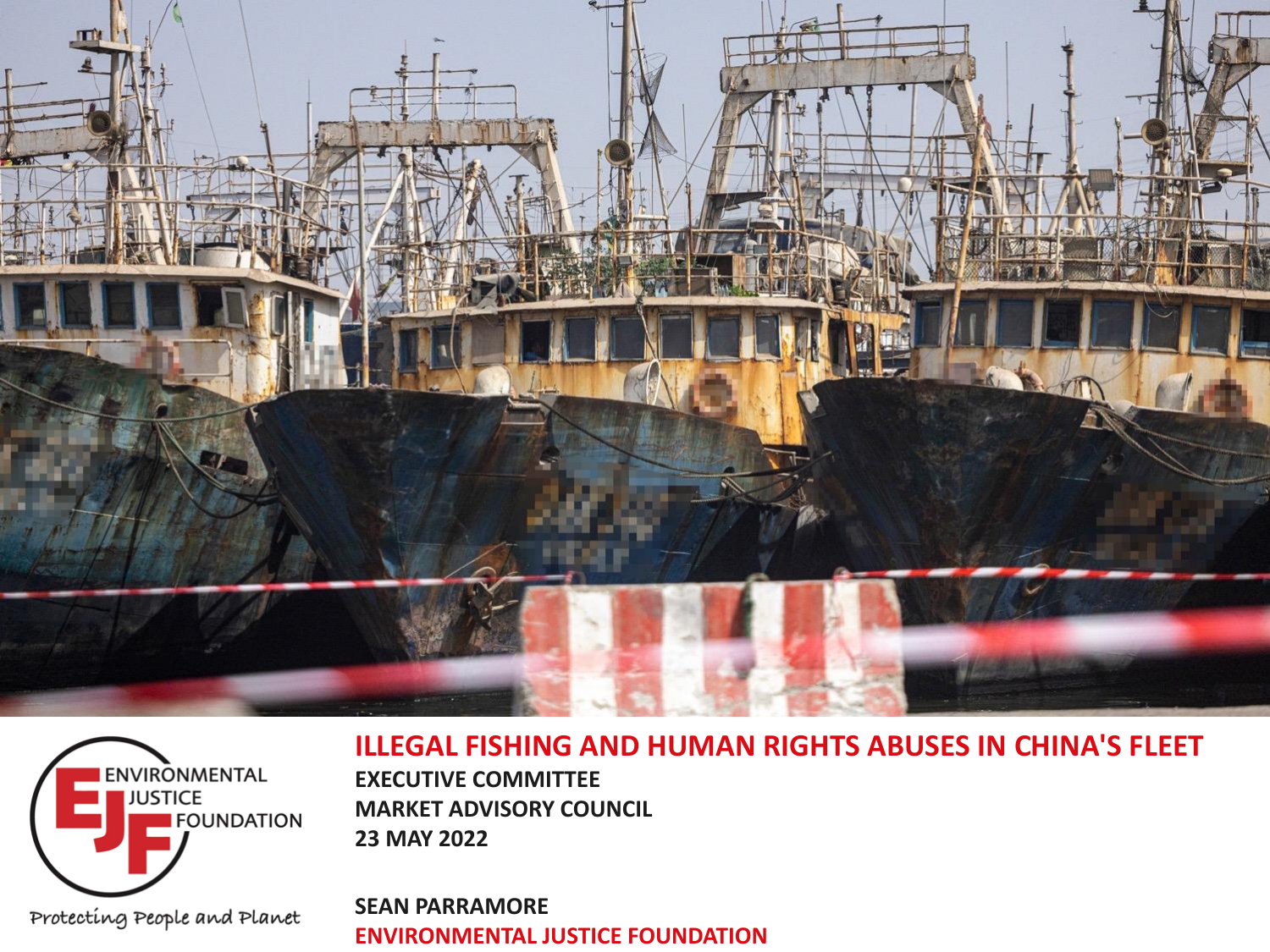# ILLEGAL FISHING AND HUMAN RIGHTS ABUSES IN CHINA'S FLEET

**EXECUTIVE COMMITTEE**
**MARKET ADVISORY COUNCIL**
**23 MAY 2022**

**SEAN PARRAMORE**
**ENVIRONMENTAL JUSTICE FOUNDATION**

ENVIRONMENTAL JUSTICE FOUNDATION

Protecting People and Planet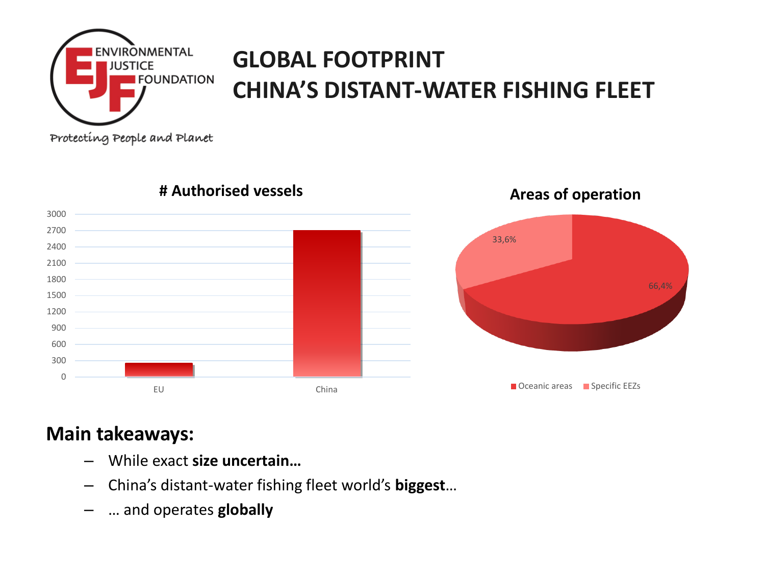# GLOBAL FOOTPRINT
# CHINA'S DISTANT-WATER FISHING FLEET

ENVIRONMENTAL JUSTICE FOUNDATION

Protecting People and Planet

**# Authorised vessels**

3000
2700
2400
2100
1800
1500
1200
900
600
300
0

EU China

**Areas of operation**

33,6%

66,4%

Oceanic areas Specific EEZs

## Main takeaways:

- While exact **size uncertain…**
- China's distant-water fishing fleet world's **biggest**…
- … and operates **globally**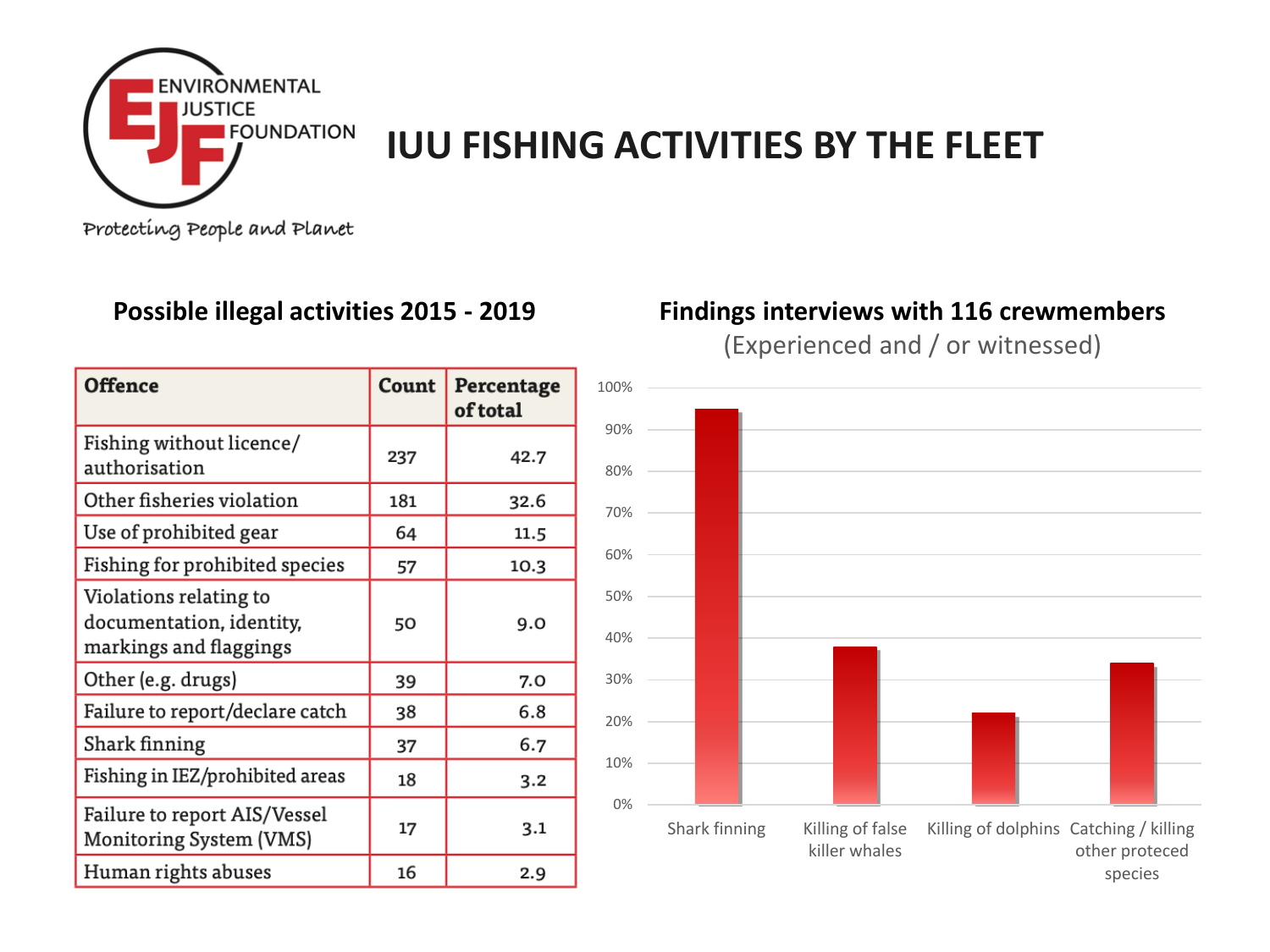# IUU FISHING ACTIVITIES BY THE FLEET

ENVIRONMENTAL JUSTICE FOUNDATION

Protecting People and Planet

## Possible illegal activities 2015 - 2019

| Offence | Count | Percentage of total |
|---|---|---|
| Fishing without licence/ authorisation | 237 | 42.7 |
| Other fisheries violation | 181 | 32.6 |
| Use of prohibited gear | 64 | 11.5 |
| Fishing for prohibited species | 57 | 10.3 |
| Violations relating to documentation, identity, markings and flaggings | 50 | 9.0 |
| Other (e.g. drugs) | 39 | 7.0 |
| Failure to report/declare catch | 38 | 6.8 |
| Shark finning | 37 | 6.7 |
| Fishing in IEZ/prohibited areas | 18 | 3.2 |
| Failure to report AIS/Vessel Monitoring System (VMS) | 17 | 3.1 |
| Human rights abuses | 16 | 2.9 |

## Findings interviews with 116 crewmembers

(Experienced and / or witnessed)

0% 10% 20% 30% 40% 50% 60% 70% 80% 90% 100%

Shark finning | Killing of false killer whales | Killing of dolphins | Catching / killing other proteced species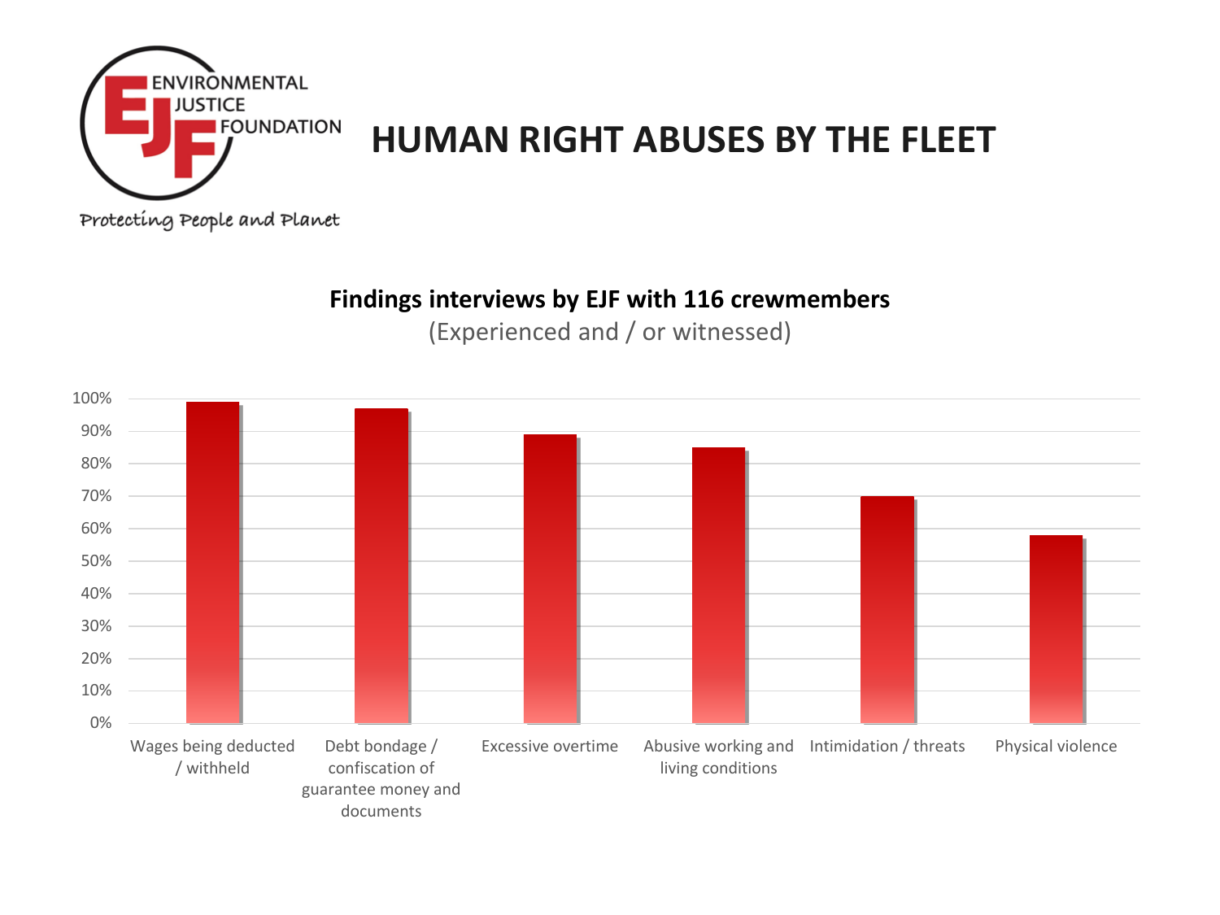ENVIRONMENTAL JUSTICE FOUNDATION

Protecting People and Planet

# HUMAN RIGHT ABUSES BY THE FLEET

**Findings interviews by EJF with 116 crewmembers**

(Experienced and / or witnessed)

| Category | Percentage |
| --- | --- |
| Wages being deducted / withheld | ~99% |
| Debt bondage / confiscation of guarantee money and documents | ~97% |
| Excessive overtime | ~89% |
| Abusive working and living conditions | ~85% |
| Intimidation / threats | ~70% |
| Physical violence | ~58% |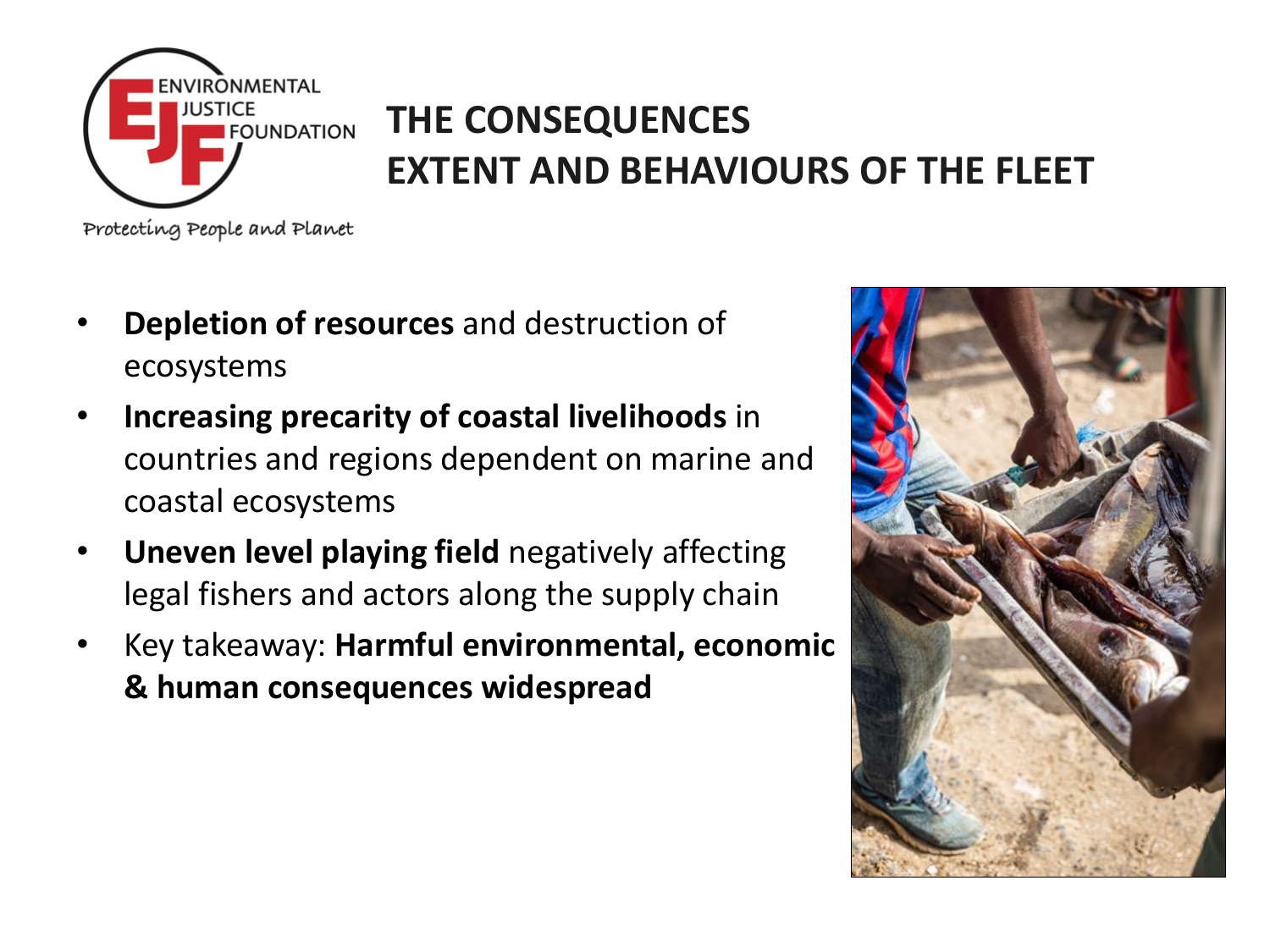# THE CONSEQUENCES
# EXTENT AND BEHAVIOURS OF THE FLEET

- **Depletion of resources** and destruction of ecosystems
- **Increasing precarity of coastal livelihoods** in countries and regions dependent on marine and coastal ecosystems
- **Uneven level playing field** negatively affecting legal fishers and actors along the supply chain
- Key takeaway: **Harmful environmental, economic & human consequences widespread**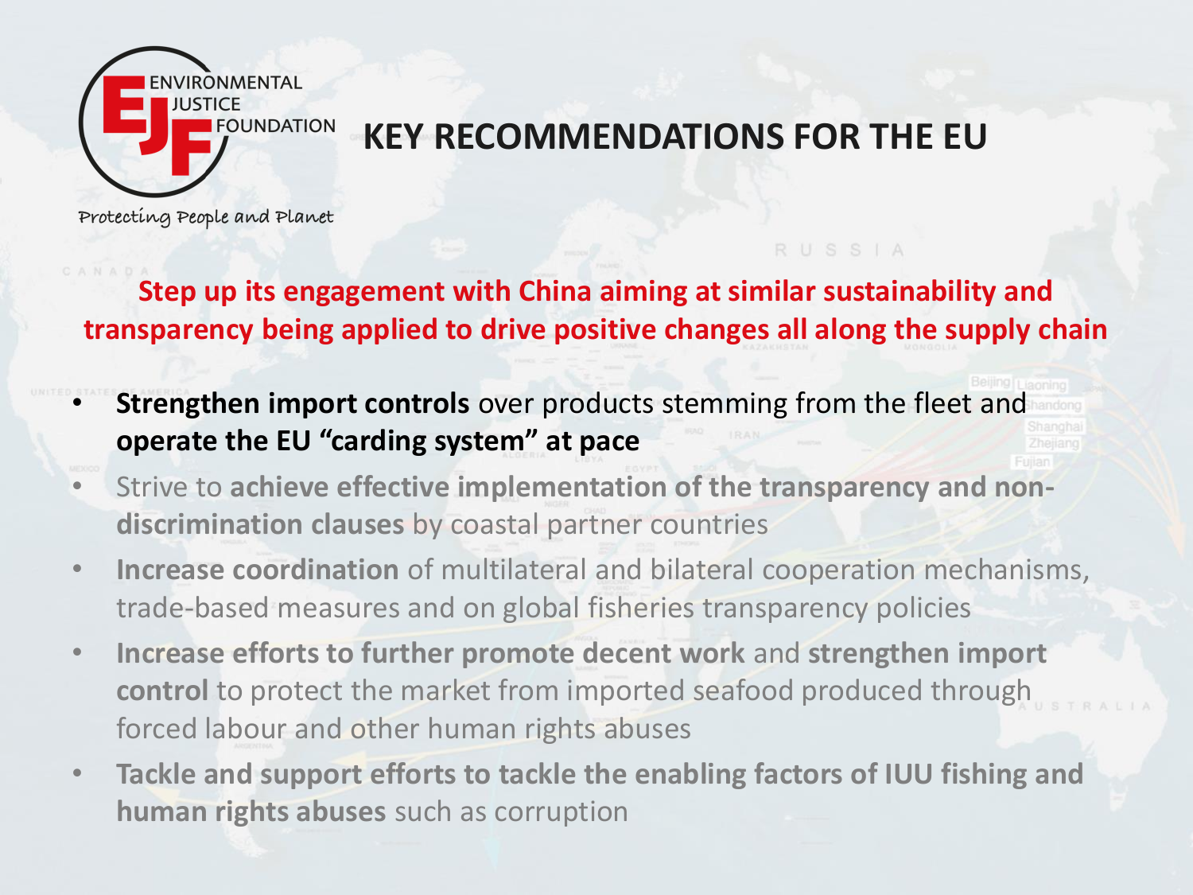ENVIRONMENTAL JUSTICE FOUNDATION

Protecting People and Planet

# KEY RECOMMENDATIONS FOR THE EU

**Step up its engagement with China aiming at similar sustainability and transparency being applied to drive positive changes all along the supply chain**

- **Strengthen import controls** over products stemming from the fleet and **operate the EU "carding system" at pace**
- Strive to **achieve effective implementation of the transparency and non-discrimination clauses** by coastal partner countries
- **Increase coordination** of multilateral and bilateral cooperation mechanisms, trade-based measures and on global fisheries transparency policies
- **Increase efforts to further promote decent work** and **strengthen import control** to protect the market from imported seafood produced through forced labour and other human rights abuses
- **Tackle and support efforts to tackle the enabling factors of IUU fishing and human rights abuses** such as corruption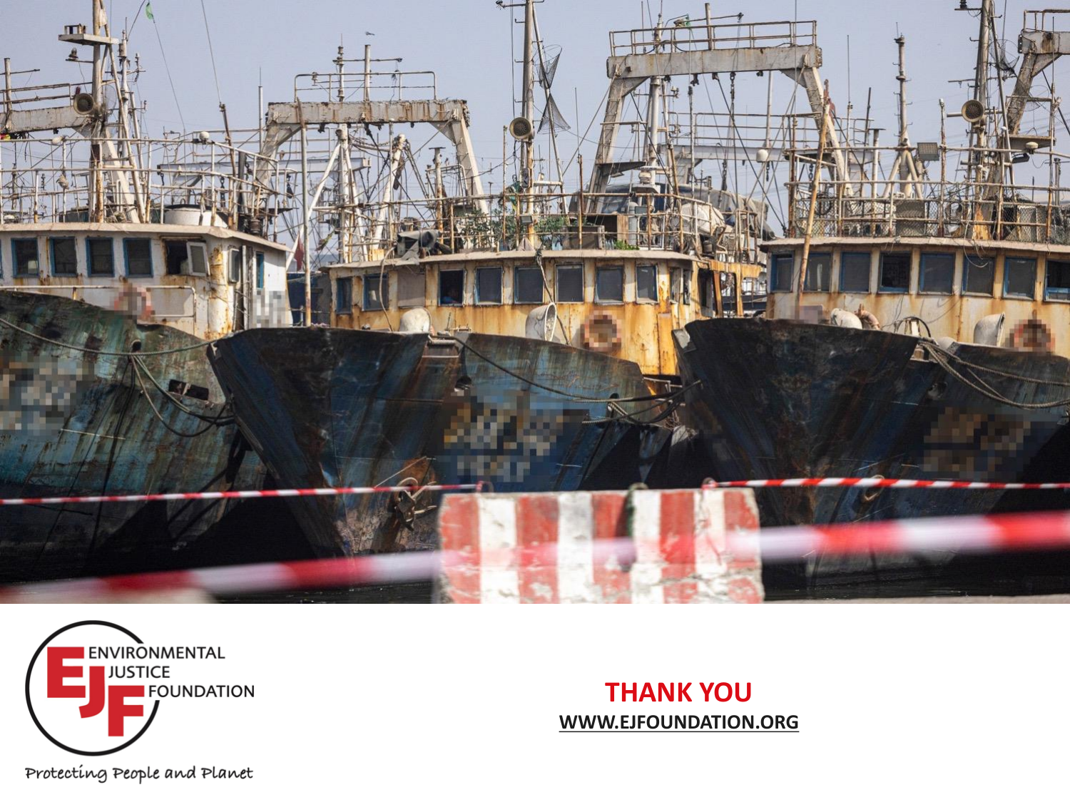ENVIRONMENTAL JUSTICE FOUNDATION

Protecting People and Planet

**THANK YOU**

WWW.EJFOUNDATION.ORG